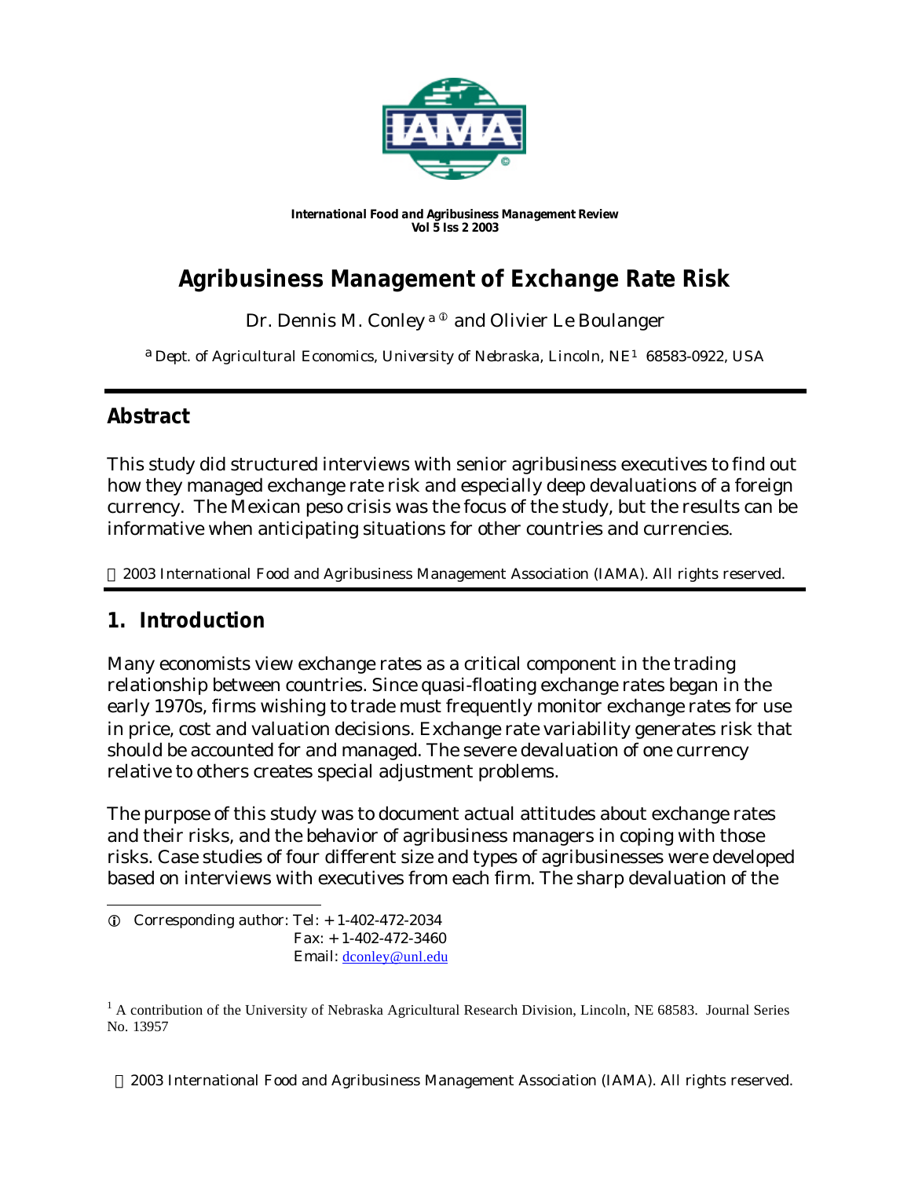International Food and Agribusiness Management Review
Vol 5 Iss 2 2003

# Agribusiness Management of Exchange Rate Risk

Dr. Dennis M. Conley [a ①] and Olivier Le Boulanger

[a] Dept. of Agricultural Economics, University of Nebraska, Lincoln, NE[1] 68583-0922, USA

## Abstract

This study did structured interviews with senior agribusiness executives to find out how they managed exchange rate risk and especially deep devaluations of a foreign currency. The Mexican peso crisis was the focus of the study, but the results can be informative when anticipating situations for other countries and currencies.

© 2003 International Food and Agribusiness Management Association (IAMA). All rights reserved.

## 1. Introduction

Many economists view exchange rates as a critical component in the trading relationship between countries. Since quasi-floating exchange rates began in the early 1970s, firms wishing to trade must frequently monitor exchange rates for use in price, cost and valuation decisions. Exchange rate variability generates risk that should be accounted for and managed. The severe devaluation of one currency relative to others creates special adjustment problems.

The purpose of this study was to document actual attitudes about exchange rates and their risks, and the behavior of agribusiness managers in coping with those risks. Case studies of four different size and types of agribusinesses were developed based on interviews with executives from each firm. The sharp devaluation of the

① Corresponding author: Tel: + 1-402-472-2034
Fax: + 1-402-472-3460
Email: dconley@unl.edu

[1] A contribution of the University of Nebraska Agricultural Research Division, Lincoln, NE 68583. Journal Series No. 13957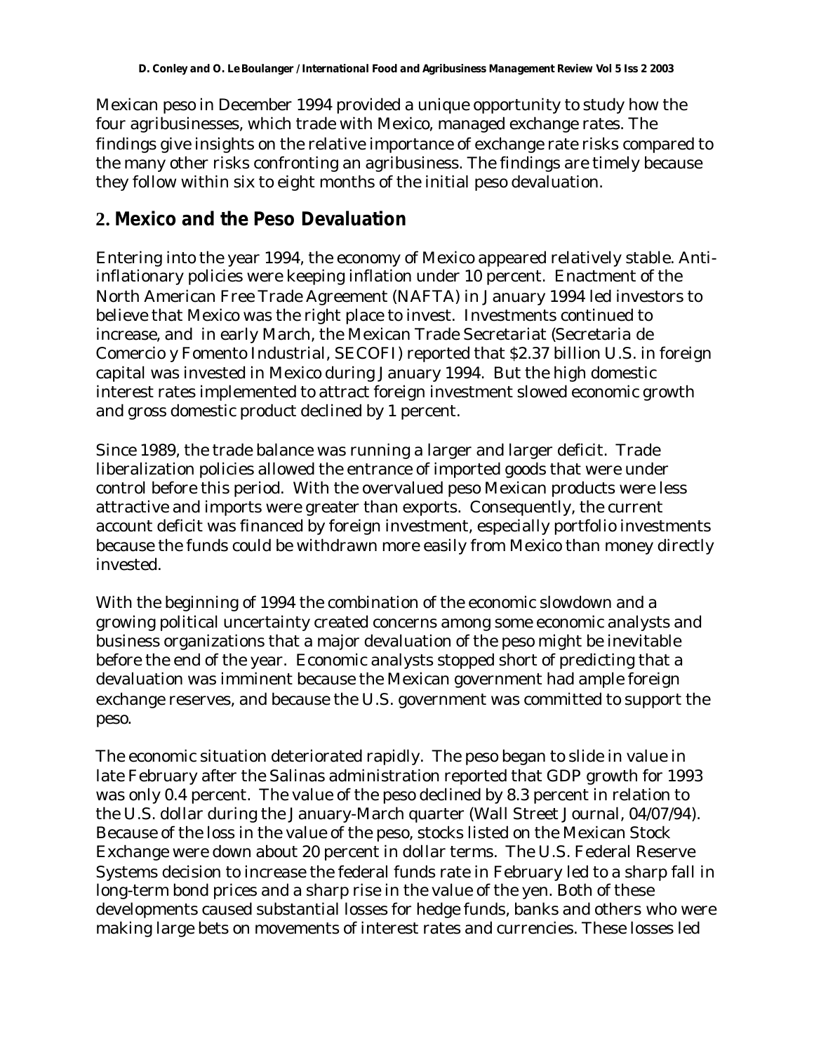Mexican peso in December 1994 provided a unique opportunity to study how the four agribusinesses, which trade with Mexico, managed exchange rates. The findings give insights on the relative importance of exchange rate risks compared to the many other risks confronting an agribusiness. The findings are timely because they follow within six to eight months of the initial peso devaluation.

## 2. Mexico and the Peso Devaluation

Entering into the year 1994, the economy of Mexico appeared relatively stable. Anti-inflationary policies were keeping inflation under 10 percent. Enactment of the North American Free Trade Agreement (NAFTA) in January 1994 led investors to believe that Mexico was the right place to invest. Investments continued to increase, and in early March, the Mexican Trade Secretariat (Secretaria de Comercio y Fomento Industrial, SECOFI) reported that $2.37 billion U.S. in foreign capital was invested in Mexico during January 1994. But the high domestic interest rates implemented to attract foreign investment slowed economic growth and gross domestic product declined by 1 percent.

Since 1989, the trade balance was running a larger and larger deficit. Trade liberalization policies allowed the entrance of imported goods that were under control before this period. With the overvalued peso Mexican products were less attractive and imports were greater than exports. Consequently, the current account deficit was financed by foreign investment, especially portfolio investments because the funds could be withdrawn more easily from Mexico than money directly invested.

With the beginning of 1994 the combination of the economic slowdown and a growing political uncertainty created concerns among some economic analysts and business organizations that a major devaluation of the peso might be inevitable before the end of the year. Economic analysts stopped short of predicting that a devaluation was imminent because the Mexican government had ample foreign exchange reserves, and because the U.S. government was committed to support the peso.

The economic situation deteriorated rapidly. The peso began to slide in value in late February after the Salinas administration reported that GDP growth for 1993 was only 0.4 percent. The value of the peso declined by 8.3 percent in relation to the U.S. dollar during the January-March quarter (Wall Street Journal, 04/07/94). Because of the loss in the value of the peso, stocks listed on the Mexican Stock Exchange were down about 20 percent in dollar terms. The U.S. Federal Reserve Systems decision to increase the federal funds rate in February led to a sharp fall in long-term bond prices and a sharp rise in the value of the yen. Both of these developments caused substantial losses for hedge funds, banks and others who were making large bets on movements of interest rates and currencies. These losses led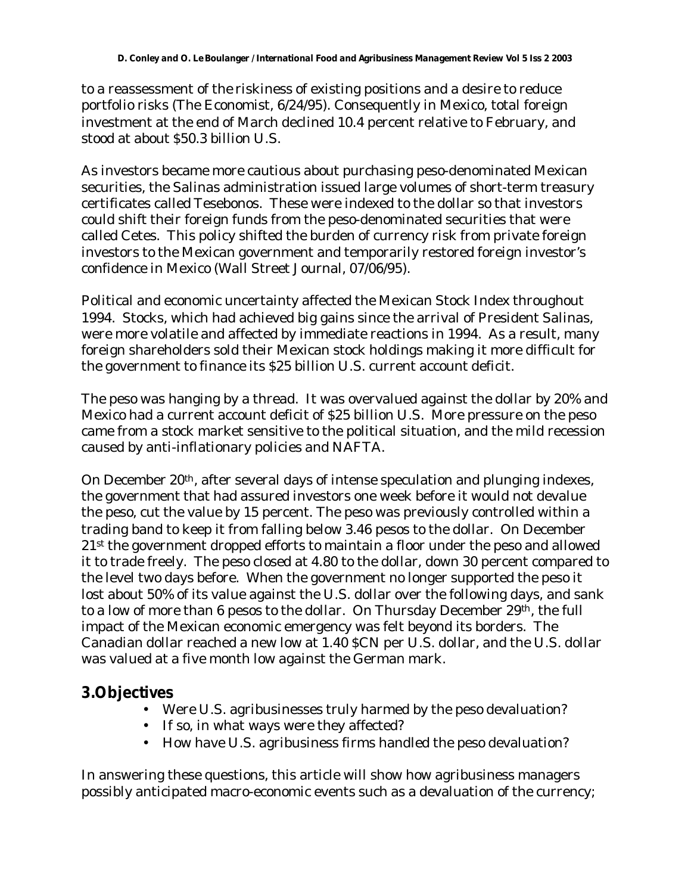to a reassessment of the riskiness of existing positions and a desire to reduce portfolio risks (The Economist, 6/24/95). Consequently in Mexico, total foreign investment at the end of March declined 10.4 percent relative to February, and stood at about \$50.3 billion U.S.

As investors became more cautious about purchasing peso-denominated Mexican securities, the Salinas administration issued large volumes of short-term treasury certificates called Tesebonos. These were indexed to the dollar so that investors could shift their foreign funds from the peso-denominated securities that were called Cetes. This policy shifted the burden of currency risk from private foreign investors to the Mexican government and temporarily restored foreign investor's confidence in Mexico (Wall Street Journal, 07/06/95).

Political and economic uncertainty affected the Mexican Stock Index throughout 1994. Stocks, which had achieved big gains since the arrival of President Salinas, were more volatile and affected by immediate reactions in 1994. As a result, many foreign shareholders sold their Mexican stock holdings making it more difficult for the government to finance its \$25 billion U.S. current account deficit.

The peso was hanging by a thread. It was overvalued against the dollar by 20% and Mexico had a current account deficit of \$25 billion U.S. More pressure on the peso came from a stock market sensitive to the political situation, and the mild recession caused by anti-inflationary policies and NAFTA.

On December 20th, after several days of intense speculation and plunging indexes, the government that had assured investors one week before it would not devalue the peso, cut the value by 15 percent. The peso was previously controlled within a trading band to keep it from falling below 3.46 pesos to the dollar. On December 21st the government dropped efforts to maintain a floor under the peso and allowed it to trade freely. The peso closed at 4.80 to the dollar, down 30 percent compared to the level two days before. When the government no longer supported the peso it lost about 50% of its value against the U.S. dollar over the following days, and sank to a low of more than 6 pesos to the dollar. On Thursday December 29th, the full impact of the Mexican economic emergency was felt beyond its borders. The Canadian dollar reached a new low at 1.40 \$CN per U.S. dollar, and the U.S. dollar was valued at a five month low against the German mark.

## 3. Objectives

- Were U.S. agribusinesses truly harmed by the peso devaluation?
- If so, in what ways were they affected?
- How have U.S. agribusiness firms handled the peso devaluation?

In answering these questions, this article will show how agribusiness managers possibly anticipated macro-economic events such as a devaluation of the currency;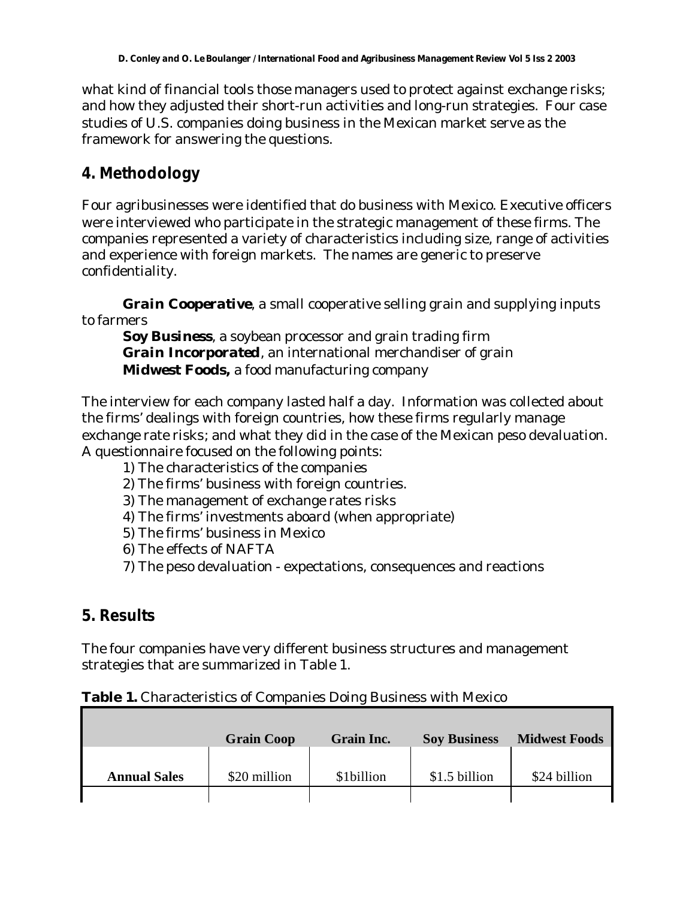what kind of financial tools those managers used to protect against exchange risks; and how they adjusted their short-run activities and long-run strategies. Four case studies of U.S. companies doing business in the Mexican market serve as the framework for answering the questions.

## 4. Methodology

Four agribusinesses were identified that do business with Mexico. Executive officers were interviewed who participate in the strategic management of these firms. The companies represented a variety of characteristics including size, range of activities and experience with foreign markets. The names are generic to preserve confidentiality.

**Grain Cooperative**, a small cooperative selling grain and supplying inputs to farmers
**Soy Business**, a soybean processor and grain trading firm
**Grain Incorporated**, an international merchandiser of grain
**Midwest Foods,** a food manufacturing company

The interview for each company lasted half a day. Information was collected about the firms' dealings with foreign countries, how these firms regularly manage exchange rate risks; and what they did in the case of the Mexican peso devaluation. A questionnaire focused on the following points:

1) The characteristics of the companies
2) The firms' business with foreign countries.
3) The management of exchange rates risks
4) The firms' investments aboard (when appropriate)
5) The firms' business in Mexico
6) The effects of NAFTA
7) The peso devaluation - expectations, consequences and reactions

## 5. Results

The four companies have very different business structures and management strategies that are summarized in Table 1.

**Table 1.** Characteristics of Companies Doing Business with Mexico

| | Grain Coop | Grain Inc. | Soy Business | Midwest Foods |
|---|---|---|---|---|
| Annual Sales | $20 million | $1billion | $1.5 billion | $24 billion |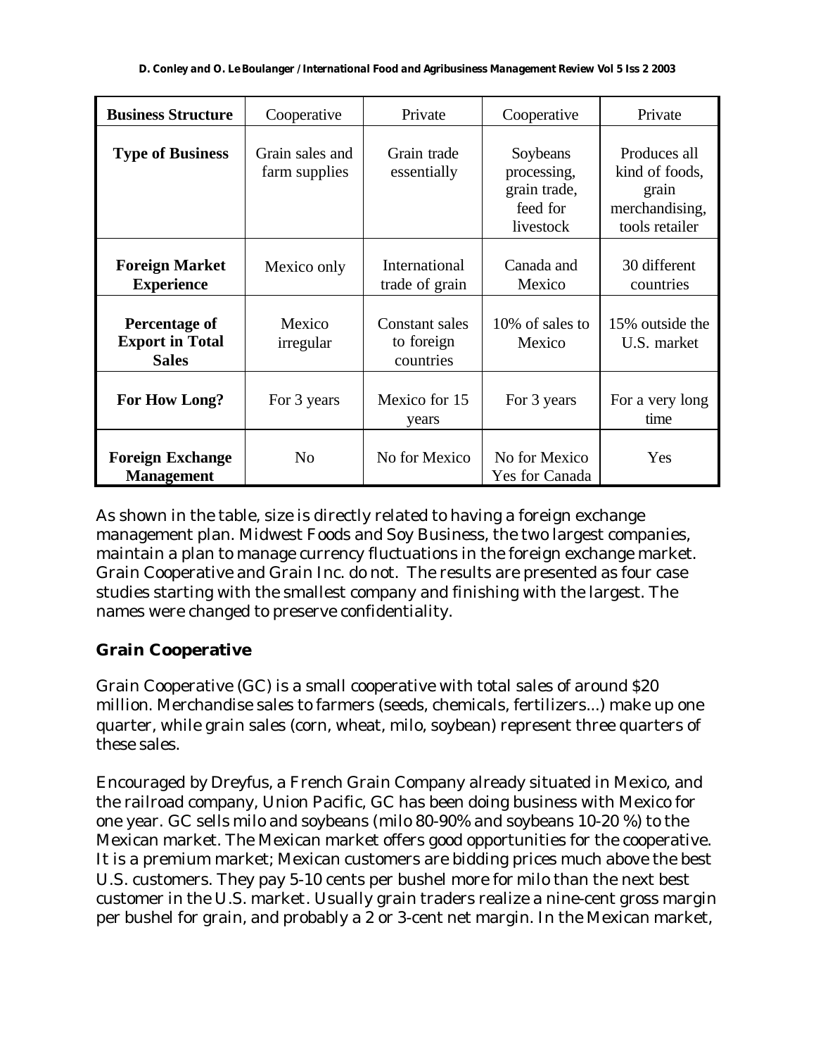| **Business Structure** | Cooperative | Private | Cooperative | Private |
|---|---|---|---|---|
| **Type of Business** | Grain sales and farm supplies | Grain trade essentially | Soybeans processing, grain trade, feed for livestock | Produces all kind of foods, grain merchandising, tools retailer |
| **Foreign Market Experience** | Mexico only | International trade of grain | Canada and Mexico | 30 different countries |
| **Percentage of Export in Total Sales** | Mexico irregular | Constant sales to foreign countries | 10% of sales to Mexico | 15% outside the U.S. market |
| **For How Long?** | For 3 years | Mexico for 15 years | For 3 years | For a very long time |
| **Foreign Exchange Management** | No | No for Mexico | No for Mexico Yes for Canada | Yes |

As shown in the table, size is directly related to having a foreign exchange management plan. Midwest Foods and Soy Business, the two largest companies, maintain a plan to manage currency fluctuations in the foreign exchange market. Grain Cooperative and Grain Inc. do not. The results are presented as four case studies starting with the smallest company and finishing with the largest. The names were changed to preserve confidentiality.

## Grain Cooperative

Grain Cooperative (GC) is a small cooperative with total sales of around $20 million. Merchandise sales to farmers (seeds, chemicals, fertilizers...) make up one quarter, while grain sales (corn, wheat, milo, soybean) represent three quarters of these sales.

Encouraged by Dreyfus, a French Grain Company already situated in Mexico, and the railroad company, Union Pacific, GC has been doing business with Mexico for one year. GC sells milo and soybeans (milo 80-90% and soybeans 10-20 %) to the Mexican market. The Mexican market offers good opportunities for the cooperative. It is a premium market; Mexican customers are bidding prices much above the best U.S. customers. They pay 5-10 cents per bushel more for milo than the next best customer in the U.S. market. Usually grain traders realize a nine-cent gross margin per bushel for grain, and probably a 2 or 3-cent net margin. In the Mexican market,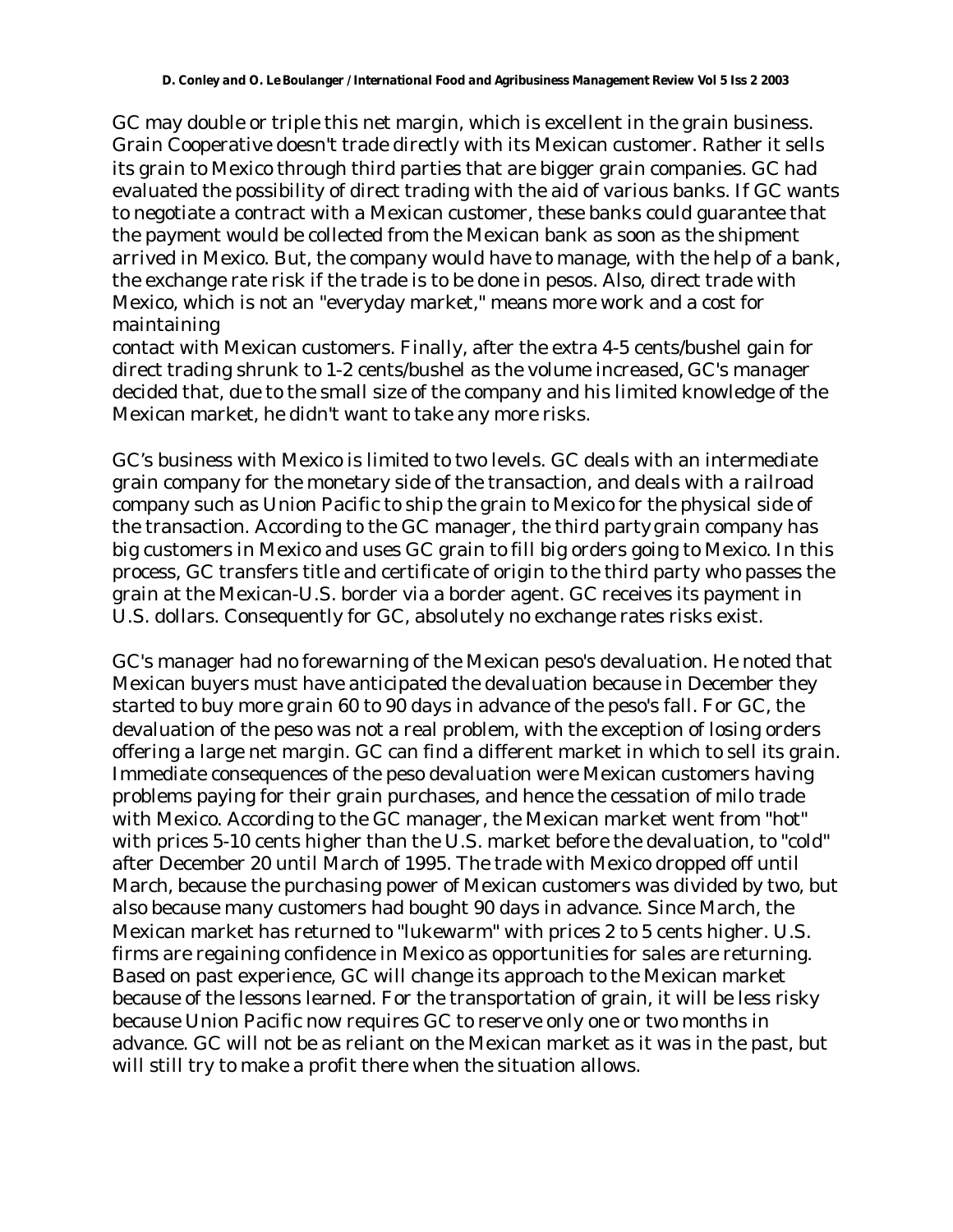GC may double or triple this net margin, which is excellent in the grain business. Grain Cooperative doesn't trade directly with its Mexican customer. Rather it sells its grain to Mexico through third parties that are bigger grain companies. GC had evaluated the possibility of direct trading with the aid of various banks. If GC wants to negotiate a contract with a Mexican customer, these banks could guarantee that the payment would be collected from the Mexican bank as soon as the shipment arrived in Mexico. But, the company would have to manage, with the help of a bank, the exchange rate risk if the trade is to be done in pesos. Also, direct trade with Mexico, which is not an "everyday market," means more work and a cost for maintaining contact with Mexican customers. Finally, after the extra 4-5 cents/bushel gain for direct trading shrunk to 1-2 cents/bushel as the volume increased, GC's manager decided that, due to the small size of the company and his limited knowledge of the Mexican market, he didn't want to take any more risks.

GC's business with Mexico is limited to two levels. GC deals with an intermediate grain company for the monetary side of the transaction, and deals with a railroad company such as Union Pacific to ship the grain to Mexico for the physical side of the transaction. According to the GC manager, the third party grain company has big customers in Mexico and uses GC grain to fill big orders going to Mexico. In this process, GC transfers title and certificate of origin to the third party who passes the grain at the Mexican-U.S. border via a border agent. GC receives its payment in U.S. dollars. Consequently for GC, absolutely no exchange rates risks exist.

GC's manager had no forewarning of the Mexican peso's devaluation. He noted that Mexican buyers must have anticipated the devaluation because in December they started to buy more grain 60 to 90 days in advance of the peso's fall. For GC, the devaluation of the peso was not a real problem, with the exception of losing orders offering a large net margin. GC can find a different market in which to sell its grain. Immediate consequences of the peso devaluation were Mexican customers having problems paying for their grain purchases, and hence the cessation of milo trade with Mexico. According to the GC manager, the Mexican market went from "hot" with prices 5-10 cents higher than the U.S. market before the devaluation, to "cold" after December 20 until March of 1995. The trade with Mexico dropped off until March, because the purchasing power of Mexican customers was divided by two, but also because many customers had bought 90 days in advance. Since March, the Mexican market has returned to "lukewarm" with prices 2 to 5 cents higher. U.S. firms are regaining confidence in Mexico as opportunities for sales are returning. Based on past experience, GC will change its approach to the Mexican market because of the lessons learned. For the transportation of grain, it will be less risky because Union Pacific now requires GC to reserve only one or two months in advance. GC will not be as reliant on the Mexican market as it was in the past, but will still try to make a profit there when the situation allows.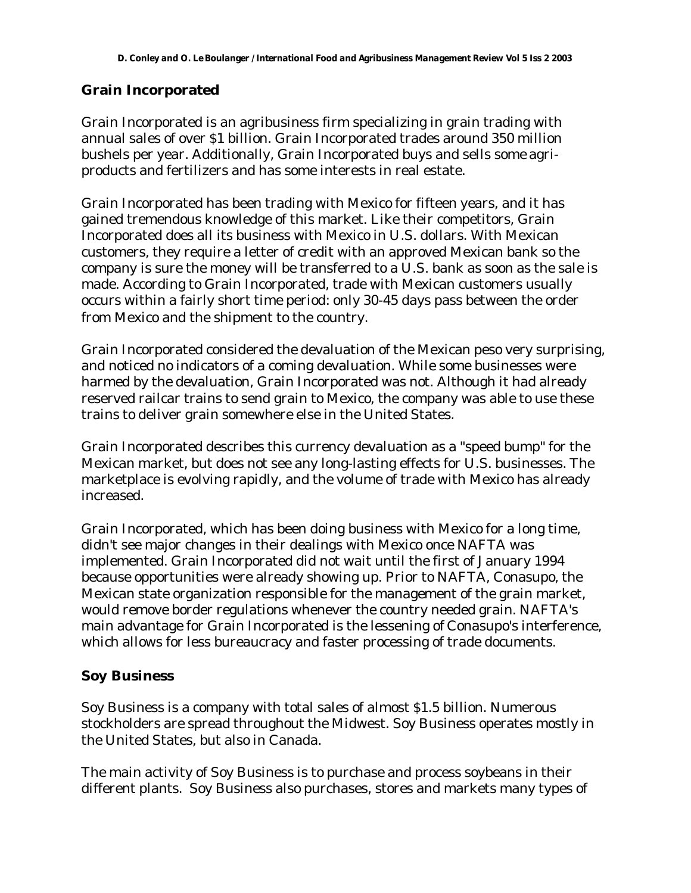## Grain Incorporated

Grain Incorporated is an agribusiness firm specializing in grain trading with annual sales of over $1 billion. Grain Incorporated trades around 350 million bushels per year. Additionally, Grain Incorporated buys and sells some agri-products and fertilizers and has some interests in real estate.

Grain Incorporated has been trading with Mexico for fifteen years, and it has gained tremendous knowledge of this market. Like their competitors, Grain Incorporated does all its business with Mexico in U.S. dollars. With Mexican customers, they require a letter of credit with an approved Mexican bank so the company is sure the money will be transferred to a U.S. bank as soon as the sale is made. According to Grain Incorporated, trade with Mexican customers usually occurs within a fairly short time period: only 30-45 days pass between the order from Mexico and the shipment to the country.

Grain Incorporated considered the devaluation of the Mexican peso very surprising, and noticed no indicators of a coming devaluation. While some businesses were harmed by the devaluation, Grain Incorporated was not. Although it had already reserved railcar trains to send grain to Mexico, the company was able to use these trains to deliver grain somewhere else in the United States.

Grain Incorporated describes this currency devaluation as a "speed bump" for the Mexican market, but does not see any long-lasting effects for U.S. businesses. The marketplace is evolving rapidly, and the volume of trade with Mexico has already increased.

Grain Incorporated, which has been doing business with Mexico for a long time, didn't see major changes in their dealings with Mexico once NAFTA was implemented. Grain Incorporated did not wait until the first of January 1994 because opportunities were already showing up. Prior to NAFTA, Conasupo, the Mexican state organization responsible for the management of the grain market, would remove border regulations whenever the country needed grain. NAFTA's main advantage for Grain Incorporated is the lessening of Conasupo's interference, which allows for less bureaucracy and faster processing of trade documents.

## Soy Business

Soy Business is a company with total sales of almost $1.5 billion. Numerous stockholders are spread throughout the Midwest. Soy Business operates mostly in the United States, but also in Canada.

The main activity of Soy Business is to purchase and process soybeans in their different plants. Soy Business also purchases, stores and markets many types of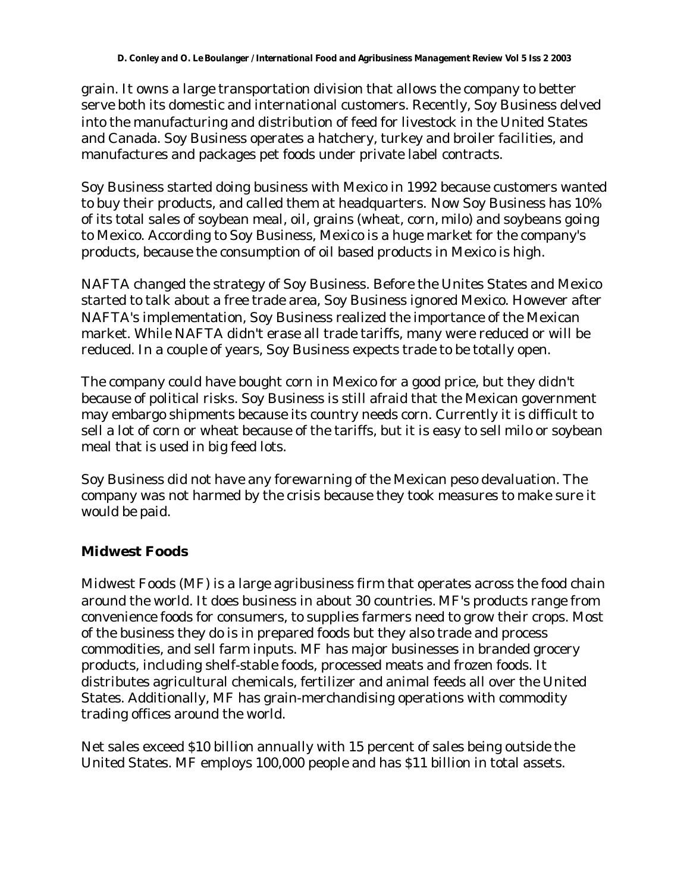grain. It owns a large transportation division that allows the company to better serve both its domestic and international customers. Recently, Soy Business delved into the manufacturing and distribution of feed for livestock in the United States and Canada. Soy Business operates a hatchery, turkey and broiler facilities, and manufactures and packages pet foods under private label contracts.

Soy Business started doing business with Mexico in 1992 because customers wanted to buy their products, and called them at headquarters. Now Soy Business has 10% of its total sales of soybean meal, oil, grains (wheat, corn, milo) and soybeans going to Mexico. According to Soy Business, Mexico is a huge market for the company's products, because the consumption of oil based products in Mexico is high.

NAFTA changed the strategy of Soy Business. Before the Unites States and Mexico started to talk about a free trade area, Soy Business ignored Mexico. However after NAFTA's implementation, Soy Business realized the importance of the Mexican market. While NAFTA didn't erase all trade tariffs, many were reduced or will be reduced. In a couple of years, Soy Business expects trade to be totally open.

The company could have bought corn in Mexico for a good price, but they didn't because of political risks. Soy Business is still afraid that the Mexican government may embargo shipments because its country needs corn. Currently it is difficult to sell a lot of corn or wheat because of the tariffs, but it is easy to sell milo or soybean meal that is used in big feed lots.

Soy Business did not have any forewarning of the Mexican peso devaluation. The company was not harmed by the crisis because they took measures to make sure it would be paid.

### Midwest Foods

Midwest Foods (MF) is a large agribusiness firm that operates across the food chain around the world. It does business in about 30 countries. MF's products range from convenience foods for consumers, to supplies farmers need to grow their crops. Most of the business they do is in prepared foods but they also trade and process commodities, and sell farm inputs. MF has major businesses in branded grocery products, including shelf-stable foods, processed meats and frozen foods. It distributes agricultural chemicals, fertilizer and animal feeds all over the United States. Additionally, MF has grain-merchandising operations with commodity trading offices around the world.

Net sales exceed $10 billion annually with 15 percent of sales being outside the United States. MF employs 100,000 people and has $11 billion in total assets.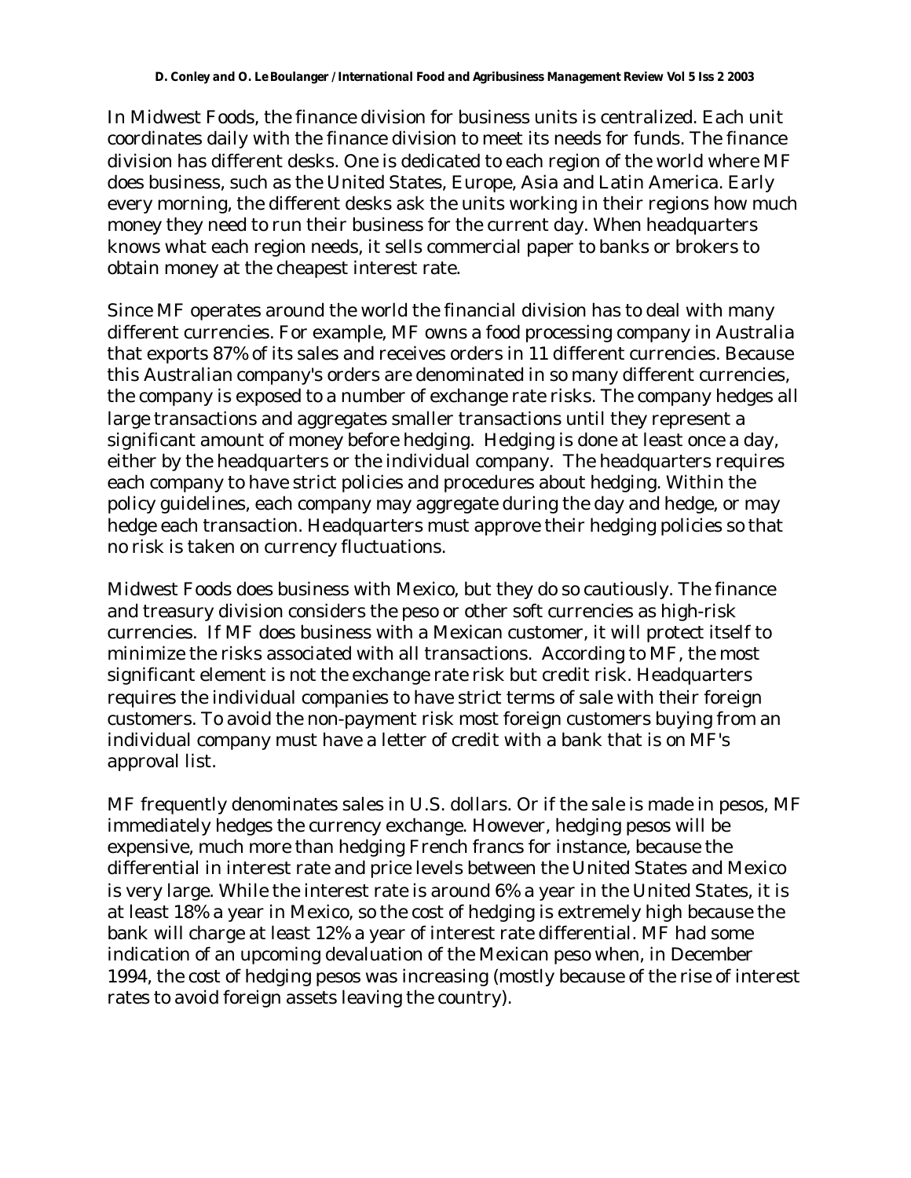In Midwest Foods, the finance division for business units is centralized. Each unit coordinates daily with the finance division to meet its needs for funds. The finance division has different desks. One is dedicated to each region of the world where MF does business, such as the United States, Europe, Asia and Latin America. Early every morning, the different desks ask the units working in their regions how much money they need to run their business for the current day. When headquarters knows what each region needs, it sells commercial paper to banks or brokers to obtain money at the cheapest interest rate.

Since MF operates around the world the financial division has to deal with many different currencies. For example, MF owns a food processing company in Australia that exports 87% of its sales and receives orders in 11 different currencies. Because this Australian company's orders are denominated in so many different currencies, the company is exposed to a number of exchange rate risks. The company hedges all large transactions and aggregates smaller transactions until they represent a significant amount of money before hedging. Hedging is done at least once a day, either by the headquarters or the individual company. The headquarters requires each company to have strict policies and procedures about hedging. Within the policy guidelines, each company may aggregate during the day and hedge, or may hedge each transaction. Headquarters must approve their hedging policies so that no risk is taken on currency fluctuations.

Midwest Foods does business with Mexico, but they do so cautiously. The finance and treasury division considers the peso or other soft currencies as high-risk currencies. If MF does business with a Mexican customer, it will protect itself to minimize the risks associated with all transactions. According to MF, the most significant element is not the exchange rate risk but credit risk. Headquarters requires the individual companies to have strict terms of sale with their foreign customers. To avoid the non-payment risk most foreign customers buying from an individual company must have a letter of credit with a bank that is on MF's approval list.

MF frequently denominates sales in U.S. dollars. Or if the sale is made in pesos, MF immediately hedges the currency exchange. However, hedging pesos will be expensive, much more than hedging French francs for instance, because the differential in interest rate and price levels between the United States and Mexico is very large. While the interest rate is around 6% a year in the United States, it is at least 18% a year in Mexico, so the cost of hedging is extremely high because the bank will charge at least 12% a year of interest rate differential. MF had some indication of an upcoming devaluation of the Mexican peso when, in December 1994, the cost of hedging pesos was increasing (mostly because of the rise of interest rates to avoid foreign assets leaving the country).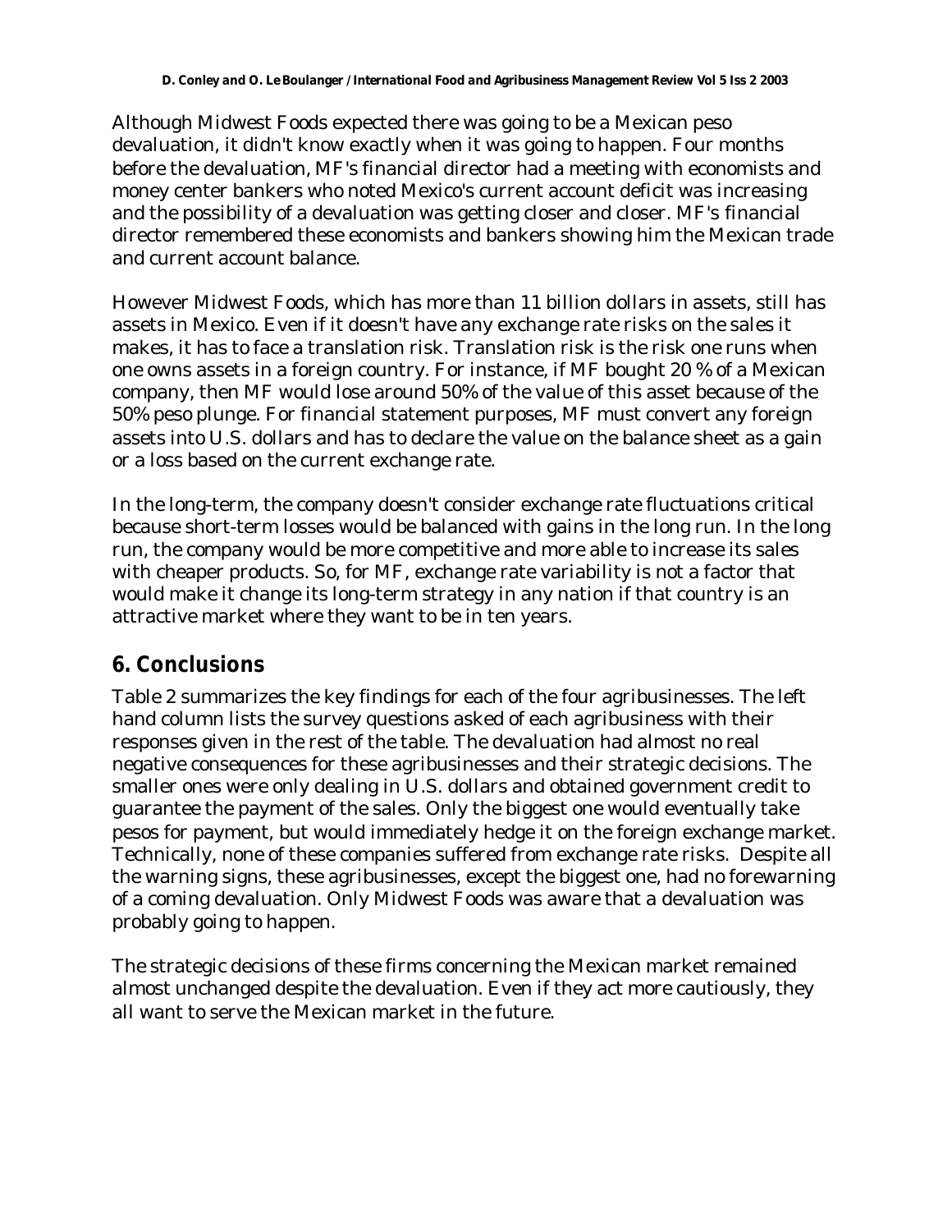Although Midwest Foods expected there was going to be a Mexican peso devaluation, it didn't know exactly when it was going to happen. Four months before the devaluation, MF's financial director had a meeting with economists and money center bankers who noted Mexico's current account deficit was increasing and the possibility of a devaluation was getting closer and closer. MF's financial director remembered these economists and bankers showing him the Mexican trade and current account balance.

However Midwest Foods, which has more than 11 billion dollars in assets, still has assets in Mexico. Even if it doesn't have any exchange rate risks on the sales it makes, it has to face a translation risk. Translation risk is the risk one runs when one owns assets in a foreign country. For instance, if MF bought 20 % of a Mexican company, then MF would lose around 50% of the value of this asset because of the 50% peso plunge. For financial statement purposes, MF must convert any foreign assets into U.S. dollars and has to declare the value on the balance sheet as a gain or a loss based on the current exchange rate.

In the long-term, the company doesn't consider exchange rate fluctuations critical because short-term losses would be balanced with gains in the long run. In the long run, the company would be more competitive and more able to increase its sales with cheaper products. So, for MF, exchange rate variability is not a factor that would make it change its long-term strategy in any nation if that country is an attractive market where they want to be in ten years.

## 6. Conclusions

Table 2 summarizes the key findings for each of the four agribusinesses. The left hand column lists the survey questions asked of each agribusiness with their responses given in the rest of the table. The devaluation had almost no real negative consequences for these agribusinesses and their strategic decisions. The smaller ones were only dealing in U.S. dollars and obtained government credit to guarantee the payment of the sales. Only the biggest one would eventually take pesos for payment, but would immediately hedge it on the foreign exchange market. Technically, none of these companies suffered from exchange rate risks. Despite all the warning signs, these agribusinesses, except the biggest one, had no forewarning of a coming devaluation. Only Midwest Foods was aware that a devaluation was probably going to happen.

The strategic decisions of these firms concerning the Mexican market remained almost unchanged despite the devaluation. Even if they act more cautiously, they all want to serve the Mexican market in the future.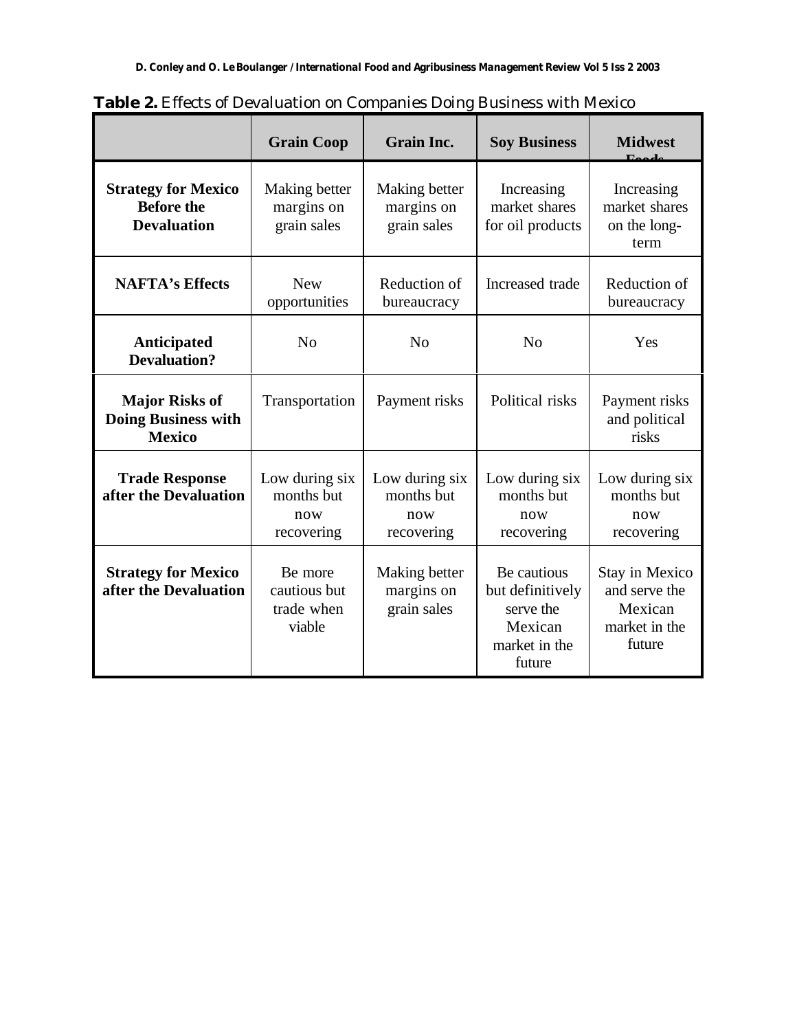**Table 2.** Effects of Devaluation on Companies Doing Business with Mexico

| | Grain Coop | Grain Inc. | Soy Business | Midwest Foods |
|---|---|---|---|---|
| **Strategy for Mexico Before the Devaluation** | Making better margins on grain sales | Making better margins on grain sales | Increasing market shares for oil products | Increasing market shares on the long-term |
| **NAFTA's Effects** | New opportunities | Reduction of bureaucracy | Increased trade | Reduction of bureaucracy |
| **Anticipated Devaluation?** | No | No | No | Yes |
| **Major Risks of Doing Business with Mexico** | Transportation | Payment risks | Political risks | Payment risks and political risks |
| **Trade Response after the Devaluation** | Low during six months but now recovering | Low during six months but now recovering | Low during six months but now recovering | Low during six months but now recovering |
| **Strategy for Mexico after the Devaluation** | Be more cautious but trade when viable | Making better margins on grain sales | Be cautious but definitively serve the Mexican market in the future | Stay in Mexico and serve the Mexican market in the future |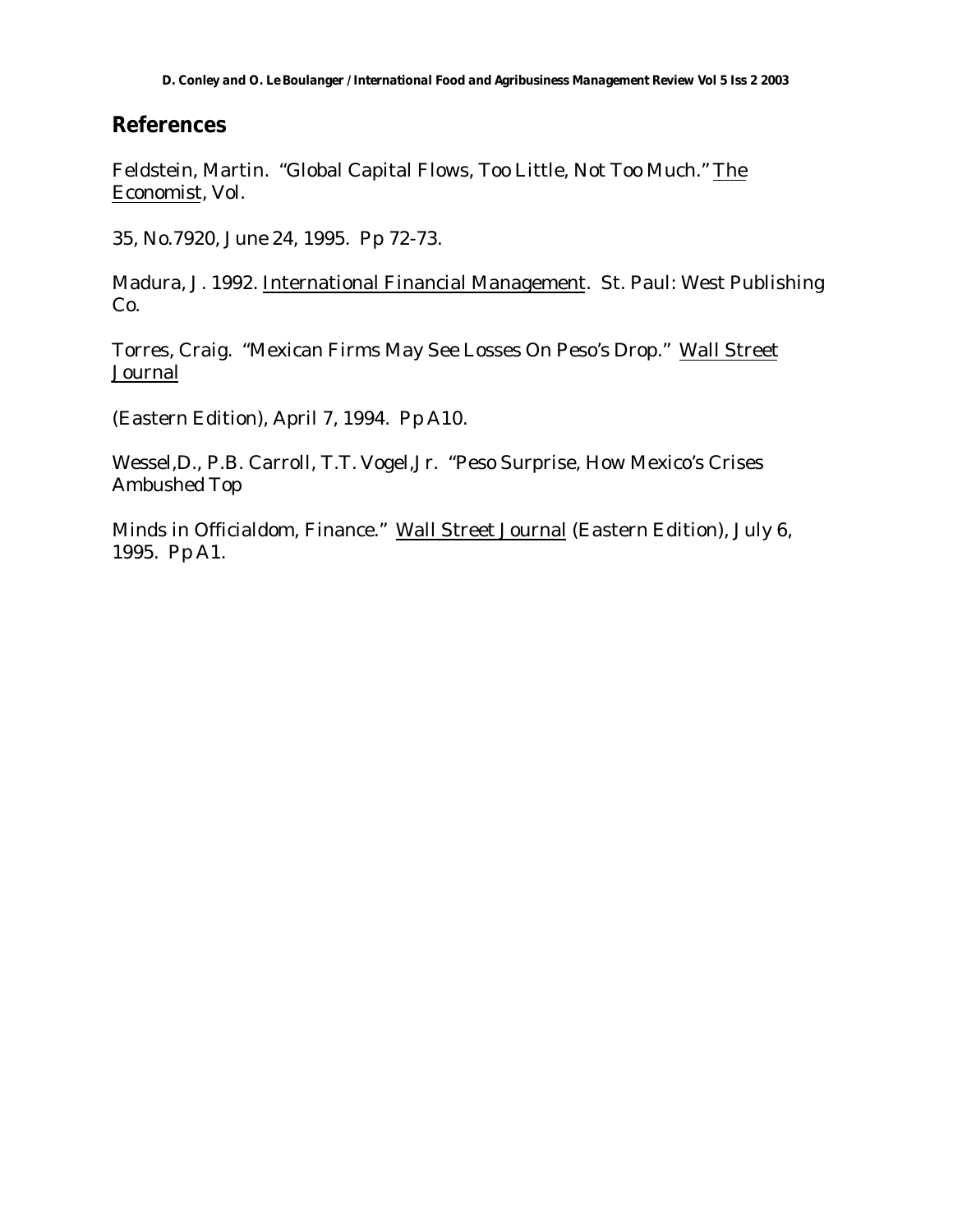## References

Feldstein, Martin. "Global Capital Flows, Too Little, Not Too Much." The Economist, Vol.

35, No.7920, June 24, 1995. Pp 72-73.

Madura, J. 1992. International Financial Management. St. Paul: West Publishing Co.

Torres, Craig. "Mexican Firms May See Losses On Peso's Drop." Wall Street Journal

(Eastern Edition), April 7, 1994. Pp A10.

Wessel,D., P.B. Carroll, T.T. Vogel,Jr. "Peso Surprise, How Mexico's Crises Ambushed Top

Minds in Officialdom, Finance." Wall Street Journal (Eastern Edition), July 6, 1995. Pp A1.